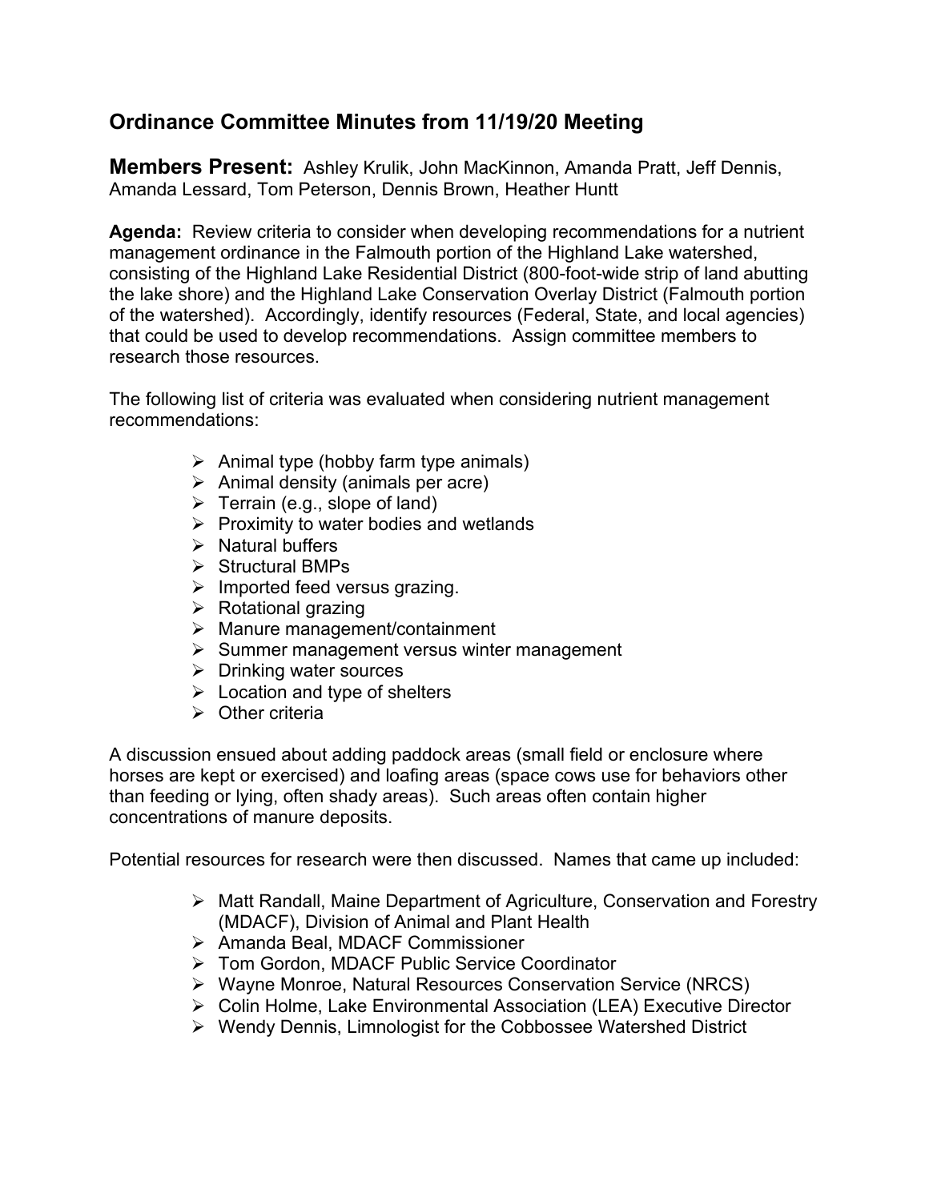## Ordinance Committee Minutes from 11/19/20 Meeting

**Members Present:** Ashley Krulik, John MacKinnon, Amanda Pratt, Jeff Dennis, Amanda Lessard, Tom Peterson, Dennis Brown, Heather Huntt

**Agenda:** Review criteria to consider when developing recommendations for a nutrient management ordinance in the Falmouth portion of the Highland Lake watershed, consisting of the Highland Lake Residential District (800-foot-wide strip of land abutting the lake shore) and the Highland Lake Conservation Overlay District (Falmouth portion of the watershed). Accordingly, identify resources (Federal, State, and local agencies) that could be used to develop recommendations. Assign committee members to research those resources.

The following list of criteria was evaluated when considering nutrient management recommendations:

- Animal type (hobby farm type animals)
- Animal density (animals per acre)
- Terrain (e.g., slope of land)
- Proximity to water bodies and wetlands
- Natural buffers
- Structural BMPs
- Imported feed versus grazing.
- Rotational grazing
- Manure management/containment
- Summer management versus winter management
- Drinking water sources
- Location and type of shelters
- Other criteria

A discussion ensued about adding paddock areas (small field or enclosure where horses are kept or exercised) and loafing areas (space cows use for behaviors other than feeding or lying, often shady areas). Such areas often contain higher concentrations of manure deposits.

Potential resources for research were then discussed. Names that came up included:

- Matt Randall, Maine Department of Agriculture, Conservation and Forestry (MDACF), Division of Animal and Plant Health
- Amanda Beal, MDACF Commissioner
- Tom Gordon, MDACF Public Service Coordinator
- Wayne Monroe, Natural Resources Conservation Service (NRCS)
- Colin Holme, Lake Environmental Association (LEA) Executive Director
- Wendy Dennis, Limnologist for the Cobbossee Watershed District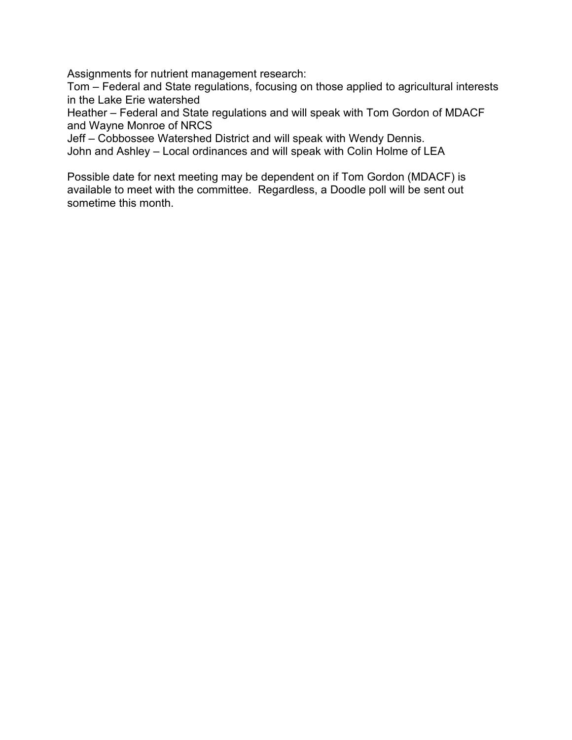Assignments for nutrient management research:

Tom – Federal and State regulations, focusing on those applied to agricultural interests in the Lake Erie watershed

Heather – Federal and State regulations and will speak with Tom Gordon of MDACF and Wayne Monroe of NRCS

Jeff – Cobbossee Watershed District and will speak with Wendy Dennis.

John and Ashley – Local ordinances and will speak with Colin Holme of LEA

Possible date for next meeting may be dependent on if Tom Gordon (MDACF) is available to meet with the committee. Regardless, a Doodle poll will be sent out sometime this month.